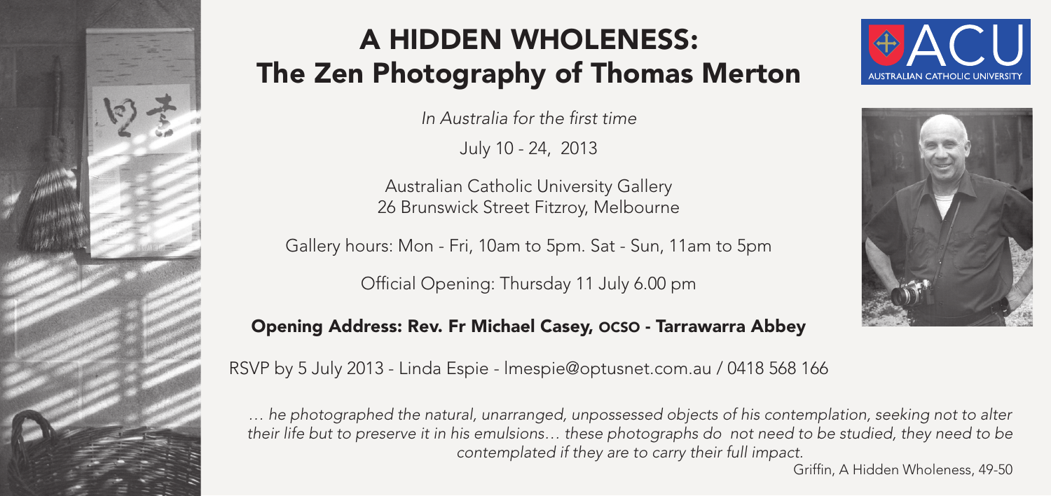# A HIDDEN WHOLENESS:
# The Zen Photography of Thomas Merton

*In Australia for the first time*

July 10 - 24, 2013

Australian Catholic University Gallery
26 Brunswick Street Fitzroy, Melbourne

Gallery hours: Mon - Fri, 10am to 5pm. Sat - Sun, 11am to 5pm

Official Opening: Thursday 11 July 6.00 pm

**Opening Address: Rev. Fr Michael Casey, OCSO - Tarrawarra Abbey**

RSVP by 5 July 2013 - Linda Espie - lmespie@optusnet.com.au / 0418 568 166

*… he photographed the natural, unarranged, unpossessed objects of his contemplation, seeking not to alter their life but to preserve it in his emulsions… these photographs do not need to be studied, they need to be contemplated if they are to carry their full impact.*

Griffin, A Hidden Wholeness, 49-50

ACU
AUSTRALIAN CATHOLIC UNIVERSITY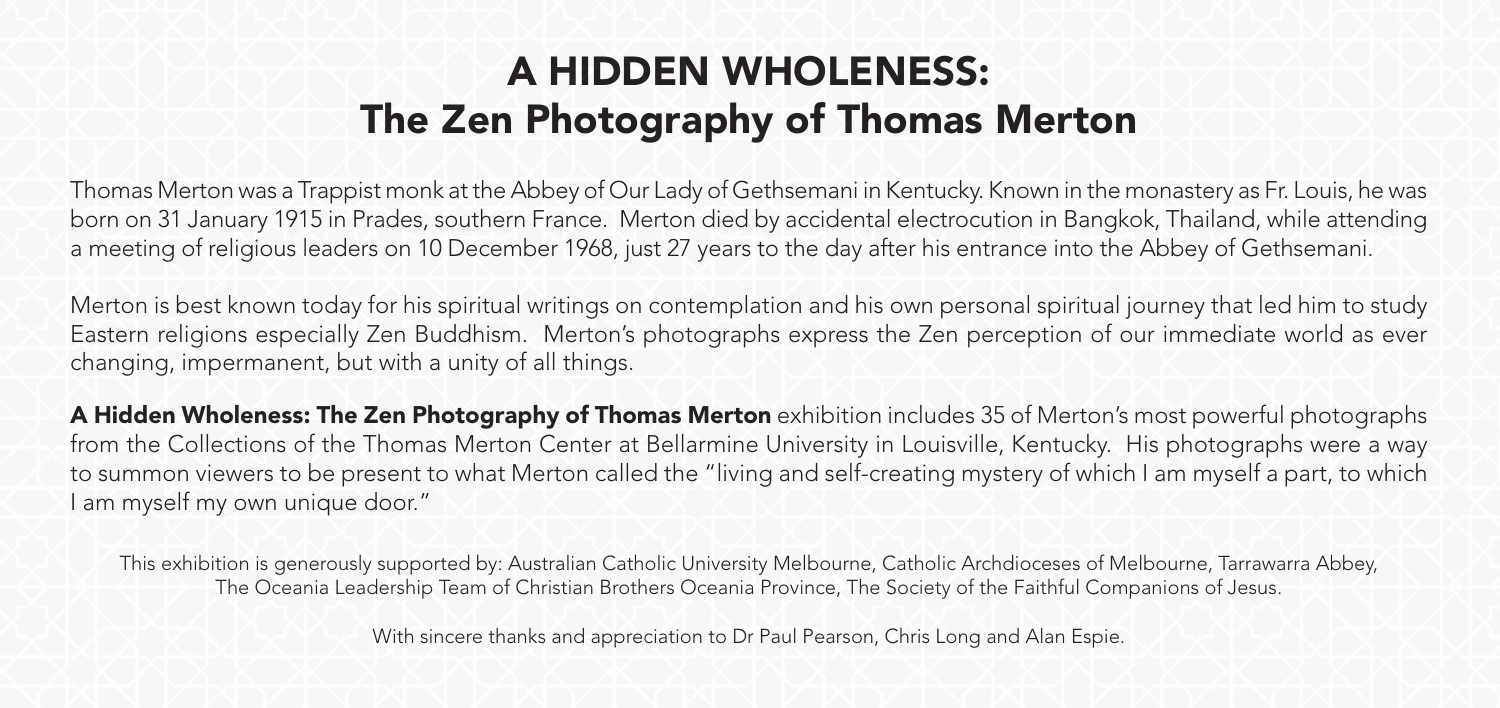# A HIDDEN WHOLENESS:
# The Zen Photography of Thomas Merton

Thomas Merton was a Trappist monk at the Abbey of Our Lady of Gethsemani in Kentucky. Known in the monastery as Fr. Louis, he was born on 31 January 1915 in Prades, southern France. Merton died by accidental electrocution in Bangkok, Thailand, while attending a meeting of religious leaders on 10 December 1968, just 27 years to the day after his entrance into the Abbey of Gethsemani.

Merton is best known today for his spiritual writings on contemplation and his own personal spiritual journey that led him to study Eastern religions especially Zen Buddhism. Merton's photographs express the Zen perception of our immediate world as ever changing, impermanent, but with a unity of all things.

**A Hidden Wholeness: The Zen Photography of Thomas Merton** exhibition includes 35 of Merton's most powerful photographs from the Collections of the Thomas Merton Center at Bellarmine University in Louisville, Kentucky. His photographs were a way to summon viewers to be present to what Merton called the "living and self-creating mystery of which I am myself a part, to which I am myself my own unique door."

This exhibition is generously supported by: Australian Catholic University Melbourne, Catholic Archdioceses of Melbourne, Tarrawarra Abbey, The Oceania Leadership Team of Christian Brothers Oceania Province, The Society of the Faithful Companions of Jesus.

With sincere thanks and appreciation to Dr Paul Pearson, Chris Long and Alan Espie.